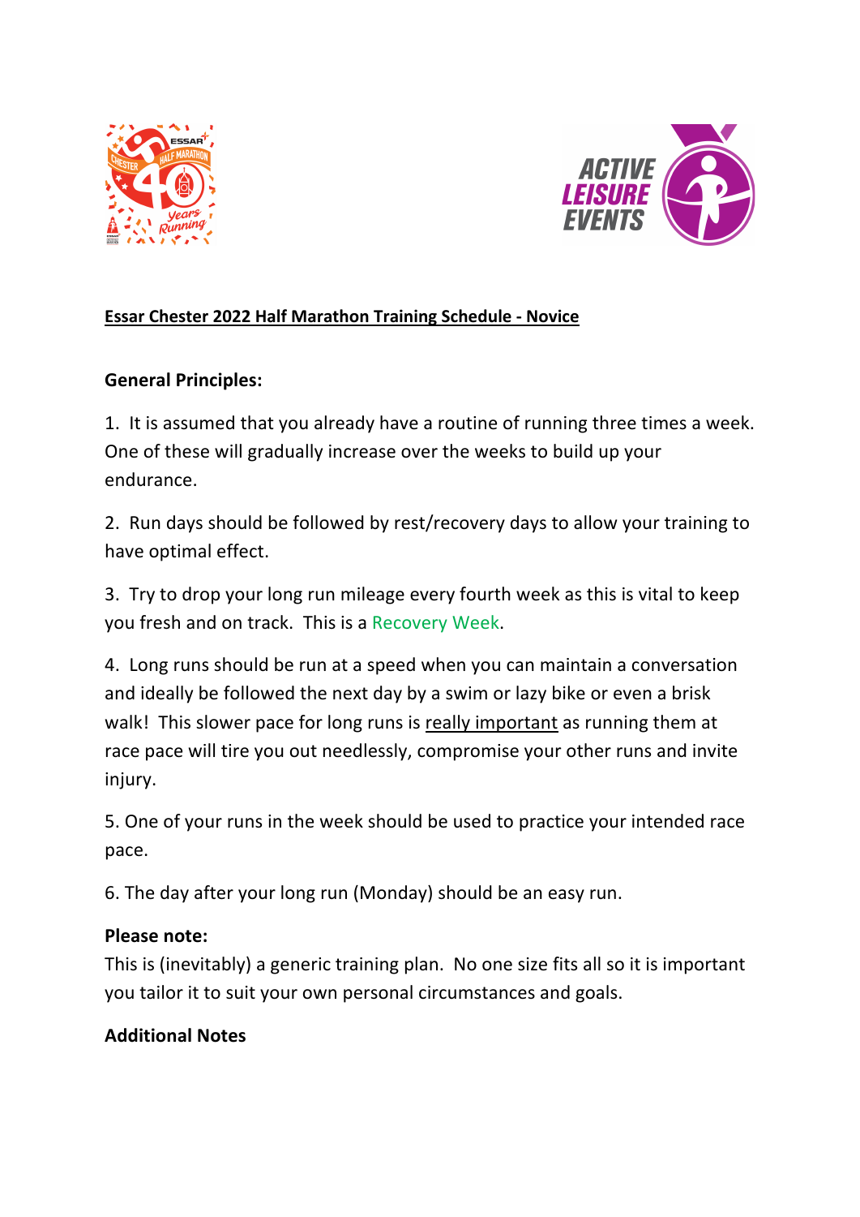**Essar Chester 2022 Half Marathon Training Schedule - Novice**

**General Principles:**

1. It is assumed that you already have a routine of running three times a week. One of these will gradually increase over the weeks to build up your endurance.

2. Run days should be followed by rest/recovery days to allow your training to have optimal effect.

3. Try to drop your long run mileage every fourth week as this is vital to keep you fresh and on track. This is a Recovery Week.

4. Long runs should be run at a speed when you can maintain a conversation and ideally be followed the next day by a swim or lazy bike or even a brisk walk! This slower pace for long runs is really important as running them at race pace will tire you out needlessly, compromise your other runs and invite injury.

5. One of your runs in the week should be used to practice your intended race pace.

6. The day after your long run (Monday) should be an easy run.

**Please note:**
This is (inevitably) a generic training plan. No one size fits all so it is important you tailor it to suit your own personal circumstances and goals.

**Additional Notes**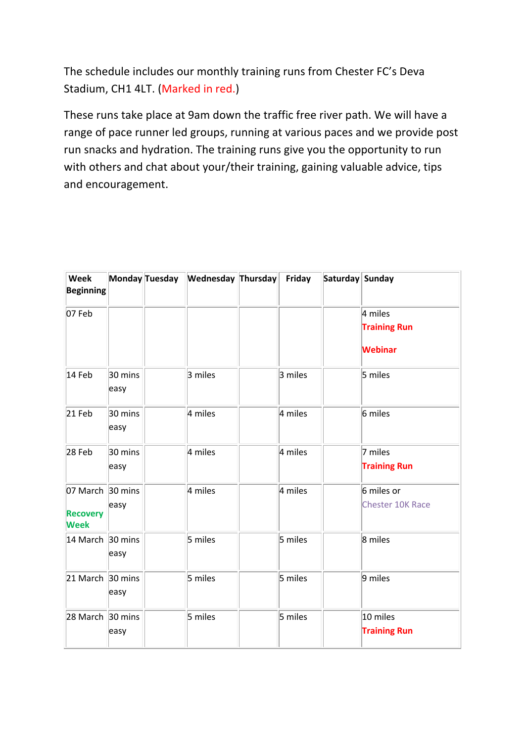The schedule includes our monthly training runs from Chester FC's Deva Stadium, CH1 4LT. (Marked in red.)

These runs take place at 9am down the traffic free river path. We will have a range of pace runner led groups, running at various paces and we provide post run snacks and hydration. The training runs give you the opportunity to run with others and chat about your/their training, gaining valuable advice, tips and encouragement.

| Week Beginning | Monday | Tuesday | Wednesday | Thursday | Friday | Saturday | Sunday |
|---|---|---|---|---|---|---|---|
| 07 Feb | | | | | | | 4 miles **Training Run** **Webinar** |
| 14 Feb | 30 mins easy | | 3 miles | | 3 miles | | 5 miles |
| 21 Feb | 30 mins easy | | 4 miles | | 4 miles | | 6 miles |
| 28 Feb | 30 mins easy | | 4 miles | | 4 miles | | 7 miles **Training Run** |
| 07 March **Recovery Week** | 30 mins easy | | 4 miles | | 4 miles | | 6 miles or Chester 10K Race |
| 14 March | 30 mins easy | | 5 miles | | 5 miles | | 8 miles |
| 21 March | 30 mins easy | | 5 miles | | 5 miles | | 9 miles |
| 28 March | 30 mins easy | | 5 miles | | 5 miles | | 10 miles **Training Run** |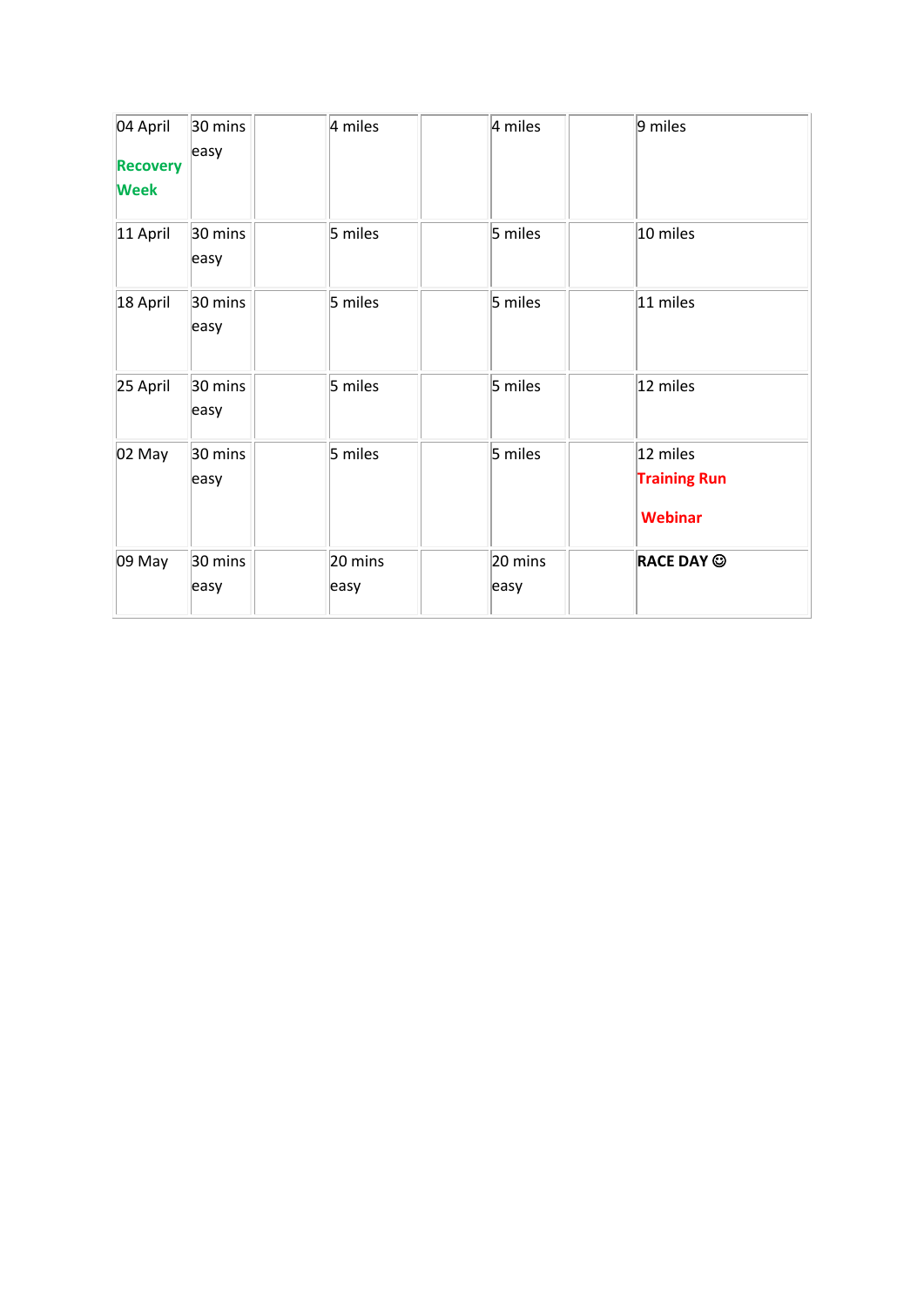| | | | | | | | |
|---|---|---|---|---|---|---|---|
| 04 April **Recovery Week** | 30 mins easy | | 4 miles | | 4 miles | | 9 miles |
| 11 April | 30 mins easy | | 5 miles | | 5 miles | | 10 miles |
| 18 April | 30 mins easy | | 5 miles | | 5 miles | | 11 miles |
| 25 April | 30 mins easy | | 5 miles | | 5 miles | | 12 miles |
| 02 May | 30 mins easy | | 5 miles | | 5 miles | | 12 miles **Training Run** **Webinar** |
| 09 May | 30 mins easy | | 20 mins easy | | 20 mins easy | | **RACE DAY ☺** |